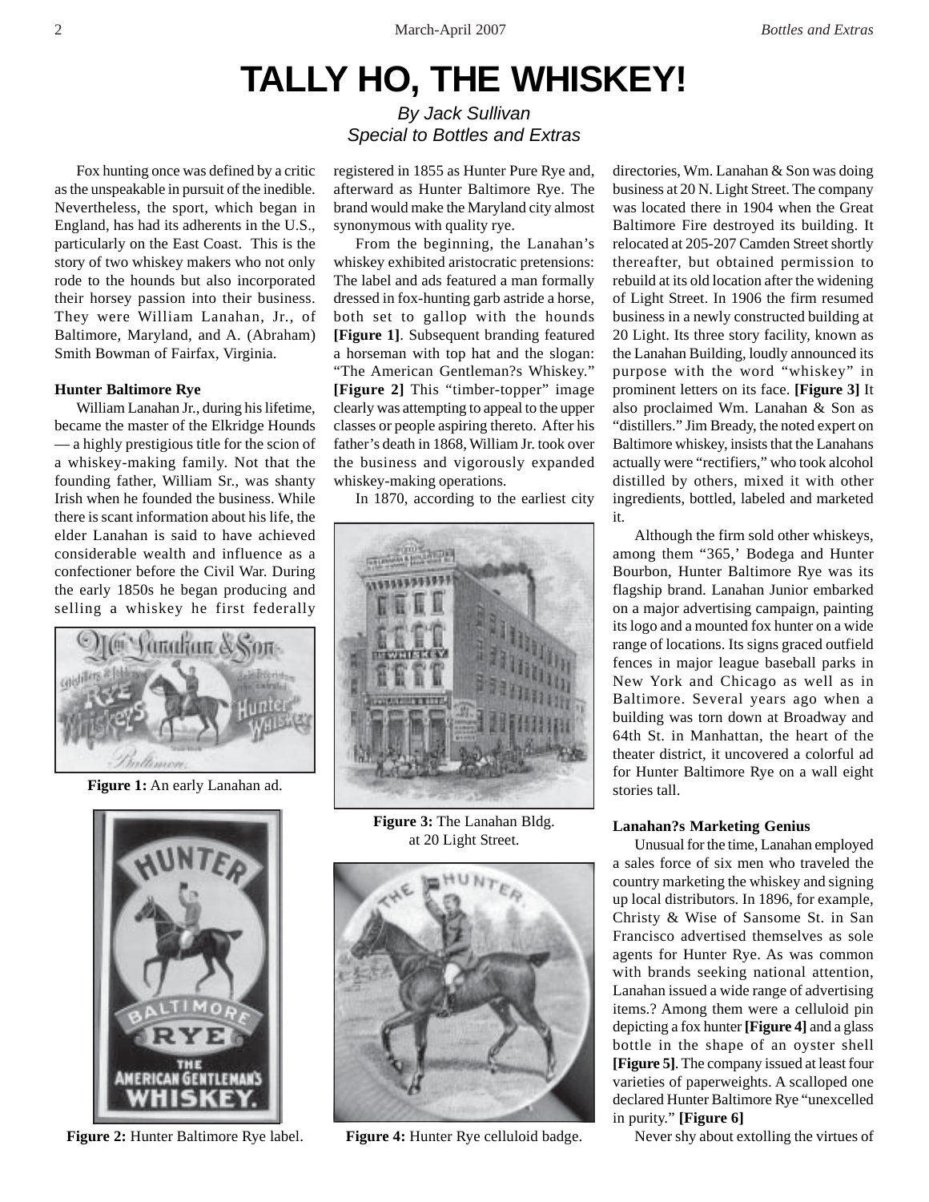# TALLY HO, THE WHISKEY!

*By Jack Sullivan*
*Special to Bottles and Extras*

Fox hunting once was defined by a critic as the unspeakable in pursuit of the inedible. Nevertheless, the sport, which began in England, has had its adherents in the U.S., particularly on the East Coast. This is the story of two whiskey makers who not only rode to the hounds but also incorporated their horsey passion into their business. They were William Lanahan, Jr., of Baltimore, Maryland, and A. (Abraham) Smith Bowman of Fairfax, Virginia.

### Hunter Baltimore Rye

William Lanahan Jr., during his lifetime, became the master of the Elkridge Hounds — a highly prestigious title for the scion of a whiskey-making family. Not that the founding father, William Sr., was shanty Irish when he founded the business. While there is scant information about his life, the elder Lanahan is said to have achieved considerable wealth and influence as a confectioner before the Civil War. During the early 1850s he began producing and selling a whiskey he first federally registered in 1855 as Hunter Pure Rye and, afterward as Hunter Baltimore Rye. The brand would make the Maryland city almost synonymous with quality rye.

**Figure 1:** An early Lanahan ad.

**Figure 2:** Hunter Baltimore Rye label.

From the beginning, the Lanahan's whiskey exhibited aristocratic pretensions: The label and ads featured a man formally dressed in fox-hunting garb astride a horse, both set to gallop with the hounds **[Figure 1]**. Subsequent branding featured a horseman with top hat and the slogan: "The American Gentleman?s Whiskey." **[Figure 2]** This "timber-topper" image clearly was attempting to appeal to the upper classes or people aspiring thereto. After his father's death in 1868, William Jr. took over the business and vigorously expanded whiskey-making operations.

In 1870, according to the earliest city directories, Wm. Lanahan & Son was doing business at 20 N. Light Street. The company was located there in 1904 when the Great Baltimore Fire destroyed its building. It relocated at 205-207 Camden Street shortly thereafter, but obtained permission to rebuild at its old location after the widening of Light Street. In 1906 the firm resumed business in a newly constructed building at 20 Light. Its three story facility, known as the Lanahan Building, loudly announced its purpose with the word "whiskey" in prominent letters on its face. **[Figure 3]** It also proclaimed Wm. Lanahan & Son as "distillers." Jim Bready, the noted expert on Baltimore whiskey, insists that the Lanahans actually were "rectifiers," who took alcohol distilled by others, mixed it with other ingredients, bottled, labeled and marketed it.

**Figure 3:** The Lanahan Bldg. at 20 Light Street.

**Figure 4:** Hunter Rye celluloid badge.

Although the firm sold other whiskeys, among them "365,' Bodega and Hunter Bourbon, Hunter Baltimore Rye was its flagship brand. Lanahan Junior embarked on a major advertising campaign, painting its logo and a mounted fox hunter on a wide range of locations. Its signs graced outfield fences in major league baseball parks in New York and Chicago as well as in Baltimore. Several years ago when a building was torn down at Broadway and 64th St. in Manhattan, the heart of the theater district, it uncovered a colorful ad for Hunter Baltimore Rye on a wall eight stories tall.

### Lanahan?s Marketing Genius

Unusual for the time, Lanahan employed a sales force of six men who traveled the country marketing the whiskey and signing up local distributors. In 1896, for example, Christy & Wise of Sansome St. in San Francisco advertised themselves as sole agents for Hunter Rye. As was common with brands seeking national attention, Lanahan issued a wide range of advertising items.? Among them were a celluloid pin depicting a fox hunter **[Figure 4]** and a glass bottle in the shape of an oyster shell **[Figure 5]**. The company issued at least four varieties of paperweights. A scalloped one declared Hunter Baltimore Rye "unexcelled in purity." **[Figure 6]**

Never shy about extolling the virtues of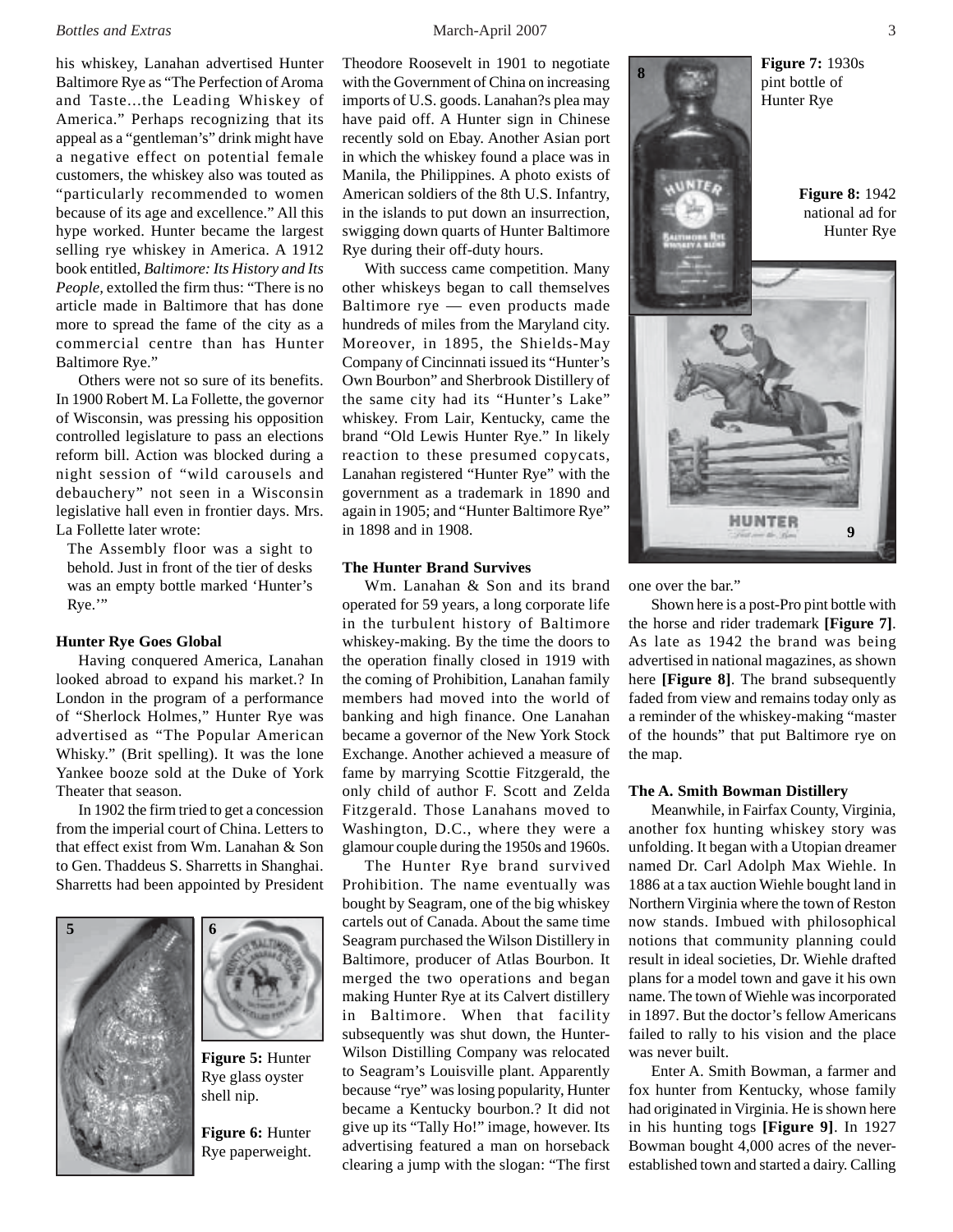his whiskey, Lanahan advertised Hunter Baltimore Rye as "The Perfection of Aroma and Taste...the Leading Whiskey of America." Perhaps recognizing that its appeal as a "gentleman's" drink might have a negative effect on potential female customers, the whiskey also was touted as "particularly recommended to women because of its age and excellence." All this hype worked. Hunter became the largest selling rye whiskey in America. A 1912 book entitled, *Baltimore: Its History and Its People*, extolled the firm thus: "There is no article made in Baltimore that has done more to spread the fame of the city as a commercial centre than has Hunter Baltimore Rye."

Others were not so sure of its benefits. In 1900 Robert M. La Follette, the governor of Wisconsin, was pressing his opposition controlled legislature to pass an elections reform bill. Action was blocked during a night session of "wild carousels and debauchery" not seen in a Wisconsin legislative hall even in frontier days. Mrs. La Follette later wrote:

> The Assembly floor was a sight to behold. Just in front of the tier of desks was an empty bottle marked 'Hunter's Rye.'"

**Hunter Rye Goes Global**

Having conquered America, Lanahan looked abroad to expand his market.? In London in the program of a performance of "Sherlock Holmes," Hunter Rye was advertised as "The Popular American Whisky." (Brit spelling). It was the lone Yankee booze sold at the Duke of York Theater that season.

In 1902 the firm tried to get a concession from the imperial court of China. Letters to that effect exist from Wm. Lanahan & Son to Gen. Thaddeus S. Sharretts in Shanghai. Sharretts had been appointed by President Theodore Roosevelt in 1901 to negotiate with the Government of China on increasing imports of U.S. goods. Lanahan?s plea may have paid off. A Hunter sign in Chinese recently sold on Ebay. Another Asian port in which the whiskey found a place was in Manila, the Philippines. A photo exists of American soldiers of the 8th U.S. Infantry, in the islands to put down an insurrection, swigging down quarts of Hunter Baltimore Rye during their off-duty hours.

With success came competition. Many other whiskeys began to call themselves Baltimore rye — even products made hundreds of miles from the Maryland city. Moreover, in 1895, the Shields-May Company of Cincinnati issued its "Hunter's Own Bourbon" and Sherbrook Distillery of the same city had its "Hunter's Lake" whiskey. From Lair, Kentucky, came the brand "Old Lewis Hunter Rye." In likely reaction to these presumed copycats, Lanahan registered "Hunter Rye" with the government as a trademark in 1890 and again in 1905; and "Hunter Baltimore Rye" in 1898 and in 1908.

**The Hunter Brand Survives**

Wm. Lanahan & Son and its brand operated for 59 years, a long corporate life in the turbulent history of Baltimore whiskey-making. By the time the doors to the operation finally closed in 1919 with the coming of Prohibition, Lanahan family members had moved into the world of banking and high finance. One Lanahan became a governor of the New York Stock Exchange. Another achieved a measure of fame by marrying Scottie Fitzgerald, the only child of author F. Scott and Zelda Fitzgerald. Those Lanahans moved to Washington, D.C., where they were a glamour couple during the 1950s and 1960s.

The Hunter Rye brand survived Prohibition. The name eventually was bought by Seagram, one of the big whiskey cartels out of Canada. About the same time Seagram purchased the Wilson Distillery in Baltimore, producer of Atlas Bourbon. It merged the two operations and began making Hunter Rye at its Calvert distillery in Baltimore. When that facility subsequently was shut down, the Hunter-Wilson Distilling Company was relocated to Seagram's Louisville plant. Apparently because "rye" was losing popularity, Hunter became a Kentucky bourbon.? It did not give up its "Tally Ho!" image, however. Its advertising featured a man on horseback clearing a jump with the slogan: "The first one over the bar."

Figure 5: Hunter Rye glass oyster shell nip.

Figure 6: Hunter Rye paperweight.

Figure 7: 1930s pint bottle of Hunter Rye

Figure 8: 1942 national ad for Hunter Rye

Shown here is a post-Pro pint bottle with the horse and rider trademark **[Figure 7]**. As late as 1942 the brand was being advertised in national magazines, as shown here **[Figure 8]**. The brand subsequently faded from view and remains today only as a reminder of the whiskey-making "master of the hounds" that put Baltimore rye on the map.

**The A. Smith Bowman Distillery**

Meanwhile, in Fairfax County, Virginia, another fox hunting whiskey story was unfolding. It began with a Utopian dreamer named Dr. Carl Adolph Max Wiehle. In 1886 at a tax auction Wiehle bought land in Northern Virginia where the town of Reston now stands. Imbued with philosophical notions that community planning could result in ideal societies, Dr. Wiehle drafted plans for a model town and gave it his own name. The town of Wiehle was incorporated in 1897. But the doctor's fellow Americans failed to rally to his vision and the place was never built.

Enter A. Smith Bowman, a farmer and fox hunter from Kentucky, whose family had originated in Virginia. He is shown here in his hunting togs **[Figure 9]**. In 1927 Bowman bought 4,000 acres of the never-established town and started a dairy. Calling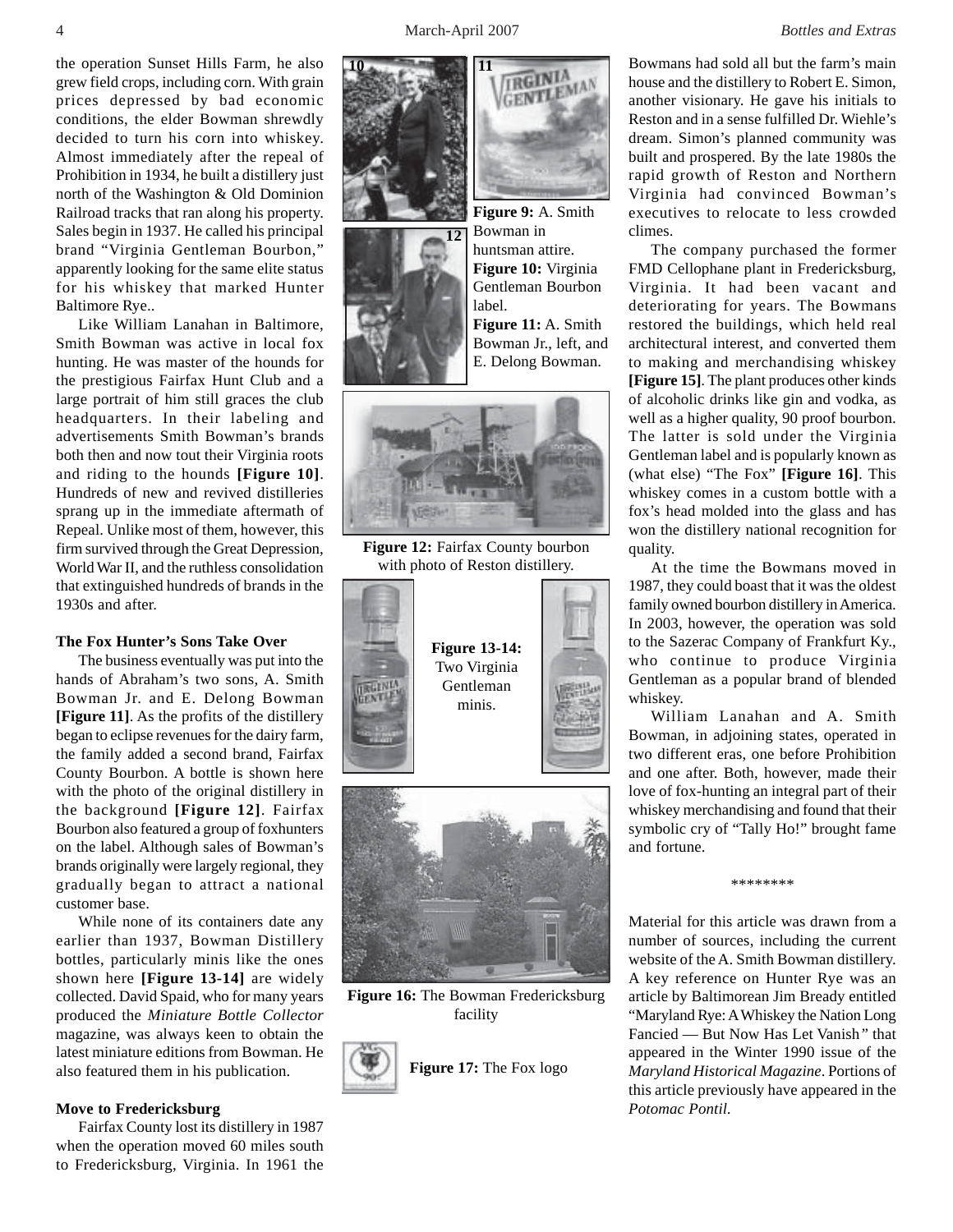the operation Sunset Hills Farm, he also grew field crops, including corn. With grain prices depressed by bad economic conditions, the elder Bowman shrewdly decided to turn his corn into whiskey. Almost immediately after the repeal of Prohibition in 1934, he built a distillery just north of the Washington & Old Dominion Railroad tracks that ran along his property. Sales begin in 1937. He called his principal brand "Virginia Gentleman Bourbon," apparently looking for the same elite status for his whiskey that marked Hunter Baltimore Rye..

Like William Lanahan in Baltimore, Smith Bowman was active in local fox hunting. He was master of the hounds for the prestigious Fairfax Hunt Club and a large portrait of him still graces the club headquarters. In their labeling and advertisements Smith Bowman's brands both then and now tout their Virginia roots and riding to the hounds **[Figure 10]**. Hundreds of new and revived distilleries sprang up in the immediate aftermath of Repeal. Unlike most of them, however, this firm survived through the Great Depression, World War II, and the ruthless consolidation that extinguished hundreds of brands in the 1930s and after.

**Figure 9:** A. Smith Bowman in huntsman attire.
**Figure 10:** Virginia Gentleman Bourbon label.
**Figure 11:** A. Smith Bowman Jr., left, and E. Delong Bowman.

**Figure 12:** Fairfax County bourbon with photo of Reston distillery.

**Figure 13-14:** Two Virginia Gentleman minis.

**Figure 16:** The Bowman Fredericksburg facility

**Figure 17:** The Fox logo

### The Fox Hunter's Sons Take Over

The business eventually was put into the hands of Abraham's two sons, A. Smith Bowman Jr. and E. Delong Bowman **[Figure 11]**. As the profits of the distillery began to eclipse revenues for the dairy farm, the family added a second brand, Fairfax County Bourbon. A bottle is shown here with the photo of the original distillery in the background **[Figure 12]**. Fairfax Bourbon also featured a group of foxhunters on the label. Although sales of Bowman's brands originally were largely regional, they gradually began to attract a national customer base.

While none of its containers date any earlier than 1937, Bowman Distillery bottles, particularly minis like the ones shown here **[Figure 13-14]** are widely collected. David Spaid, who for many years produced the *Miniature Bottle Collector* magazine, was always keen to obtain the latest miniature editions from Bowman. He also featured them in his publication.

### Move to Fredericksburg

Fairfax County lost its distillery in 1987 when the operation moved 60 miles south to Fredericksburg, Virginia. In 1961 the Bowmans had sold all but the farm's main house and the distillery to Robert E. Simon, another visionary. He gave his initials to Reston and in a sense fulfilled Dr. Wiehle's dream. Simon's planned community was built and prospered. By the late 1980s the rapid growth of Reston and Northern Virginia had convinced Bowman's executives to relocate to less crowded climes.

The company purchased the former FMD Cellophane plant in Fredericksburg, Virginia. It had been vacant and deteriorating for years. The Bowmans restored the buildings, which held real architectural interest, and converted them to making and merchandising whiskey **[Figure 15]**. The plant produces other kinds of alcoholic drinks like gin and vodka, as well as a higher quality, 90 proof bourbon. The latter is sold under the Virginia Gentleman label and is popularly known as (what else) "The Fox" **[Figure 16]**. This whiskey comes in a custom bottle with a fox's head molded into the glass and has won the distillery national recognition for quality.

At the time the Bowmans moved in 1987, they could boast that it was the oldest family owned bourbon distillery in America. In 2003, however, the operation was sold to the Sazerac Company of Frankfurt Ky., who continue to produce Virginia Gentleman as a popular brand of blended whiskey.

William Lanahan and A. Smith Bowman, in adjoining states, operated in two different eras, one before Prohibition and one after. Both, however, made their love of fox-hunting an integral part of their whiskey merchandising and found that their symbolic cry of "Tally Ho!" brought fame and fortune.

********

Material for this article was drawn from a number of sources, including the current website of the A. Smith Bowman distillery. A key reference on Hunter Rye was an article by Baltimorean Jim Bready entitled "Maryland Rye: A Whiskey the Nation Long Fancied — But Now Has Let Vanish" that appeared in the Winter 1990 issue of the *Maryland Historical Magazine*. Portions of this article previously have appeared in the *Potomac Pontil.*